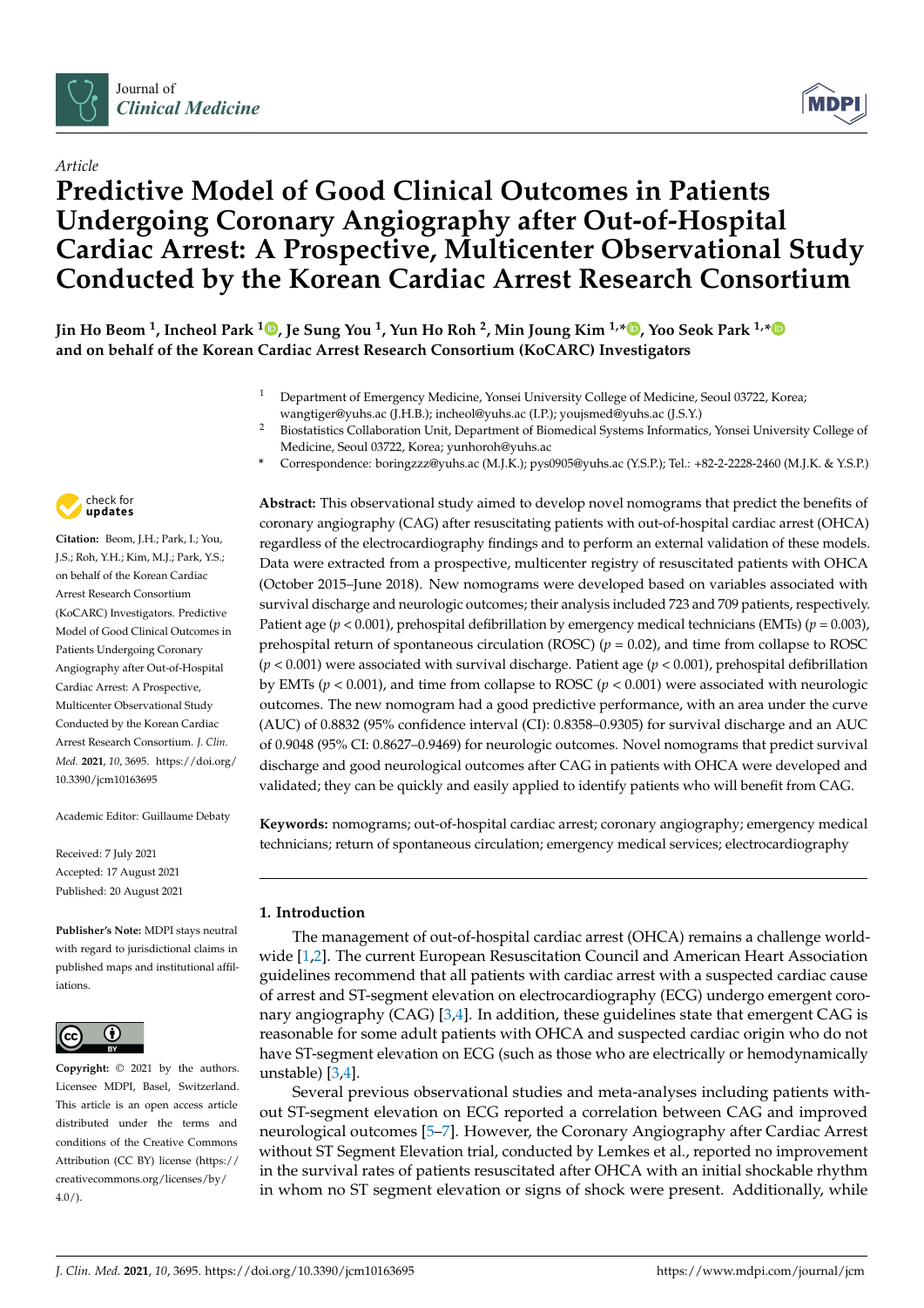*Article*

# Predictive Model of Good Clinical Outcomes in Patients Undergoing Coronary Angiography after Out-of-Hospital Cardiac Arrest: A Prospective, Multicenter Observational Study Conducted by the Korean Cardiac Arrest Research Consortium

**Jin Ho Beom [1], Incheol Park [1], Je Sung You [1], Yun Ho Roh [2], Min Joung Kim [1,*], Yoo Seok Park [1,*] and on behalf of the Korean Cardiac Arrest Research Consortium (KoCARC) Investigators**

[1] Department of Emergency Medicine, Yonsei University College of Medicine, Seoul 03722, Korea; wangtiger@yuhs.ac (J.H.B.); incheol@yuhs.ac (I.P.); youjsmed@yuhs.ac (J.S.Y.)

[2] Biostatistics Collaboration Unit, Department of Biomedical Systems Informatics, Yonsei University College of Medicine, Seoul 03722, Korea; yunhoroh@yuhs.ac

\* Correspondence: boringzzz@yuhs.ac (M.J.K.); pys0905@yuhs.ac (Y.S.P.); Tel.: +82-2-2228-2460 (M.J.K. & Y.S.P.)

**Citation:** Beom, J.H.; Park, I.; You, J.S.; Roh, Y.H.; Kim, M.J.; Park, Y.S.; on behalf of the Korean Cardiac Arrest Research Consortium (KoCARC) Investigators. Predictive Model of Good Clinical Outcomes in Patients Undergoing Coronary Angiography after Out-of-Hospital Cardiac Arrest: A Prospective, Multicenter Observational Study Conducted by the Korean Cardiac Arrest Research Consortium. *J. Clin. Med.* **2021**, *10*, 3695. https://doi.org/10.3390/jcm10163695

Academic Editor: Guillaume Debaty

Received: 7 July 2021
Accepted: 17 August 2021
Published: 20 August 2021

**Publisher's Note:** MDPI stays neutral with regard to jurisdictional claims in published maps and institutional affiliations.

**Copyright:** © 2021 by the authors. Licensee MDPI, Basel, Switzerland. This article is an open access article distributed under the terms and conditions of the Creative Commons Attribution (CC BY) license (https://creativecommons.org/licenses/by/4.0/).

**Abstract:** This observational study aimed to develop novel nomograms that predict the benefits of coronary angiography (CAG) after resuscitating patients with out-of-hospital cardiac arrest (OHCA) regardless of the electrocardiography findings and to perform an external validation of these models. Data were extracted from a prospective, multicenter registry of resuscitated patients with OHCA (October 2015–June 2018). New nomograms were developed based on variables associated with survival discharge and neurologic outcomes; their analysis included 723 and 709 patients, respectively. Patient age ($p < 0.001$), prehospital defibrillation by emergency medical technicians (EMTs) ($p = 0.003$), prehospital return of spontaneous circulation (ROSC) ($p = 0.02$), and time from collapse to ROSC ($p < 0.001$) were associated with survival discharge. Patient age ($p < 0.001$), prehospital defibrillation by EMTs ($p < 0.001$), and time from collapse to ROSC ($p < 0.001$) were associated with neurologic outcomes. The new nomogram had a good predictive performance, with an area under the curve (AUC) of 0.8832 (95% confidence interval (CI): 0.8358–0.9305) for survival discharge and an AUC of 0.9048 (95% CI: 0.8627–0.9469) for neurologic outcomes. Novel nomograms that predict survival discharge and good neurological outcomes after CAG in patients with OHCA were developed and validated; they can be quickly and easily applied to identify patients who will benefit from CAG.

**Keywords:** nomograms; out-of-hospital cardiac arrest; coronary angiography; emergency medical technicians; return of spontaneous circulation; emergency medical services; electrocardiography

## 1. Introduction

The management of out-of-hospital cardiac arrest (OHCA) remains a challenge worldwide [1,2]. The current European Resuscitation Council and American Heart Association guidelines recommend that all patients with cardiac arrest with a suspected cardiac cause of arrest and ST-segment elevation on electrocardiography (ECG) undergo emergent coronary angiography (CAG) [3,4]. In addition, these guidelines state that emergent CAG is reasonable for some adult patients with OHCA and suspected cardiac origin who do not have ST-segment elevation on ECG (such as those who are electrically or hemodynamically unstable) [3,4].

Several previous observational studies and meta-analyses including patients without ST-segment elevation on ECG reported a correlation between CAG and improved neurological outcomes [5–7]. However, the Coronary Angiography after Cardiac Arrest without ST Segment Elevation trial, conducted by Lemkes et al., reported no improvement in the survival rates of patients resuscitated after OHCA with an initial shockable rhythm in whom no ST segment elevation or signs of shock were present. Additionally, while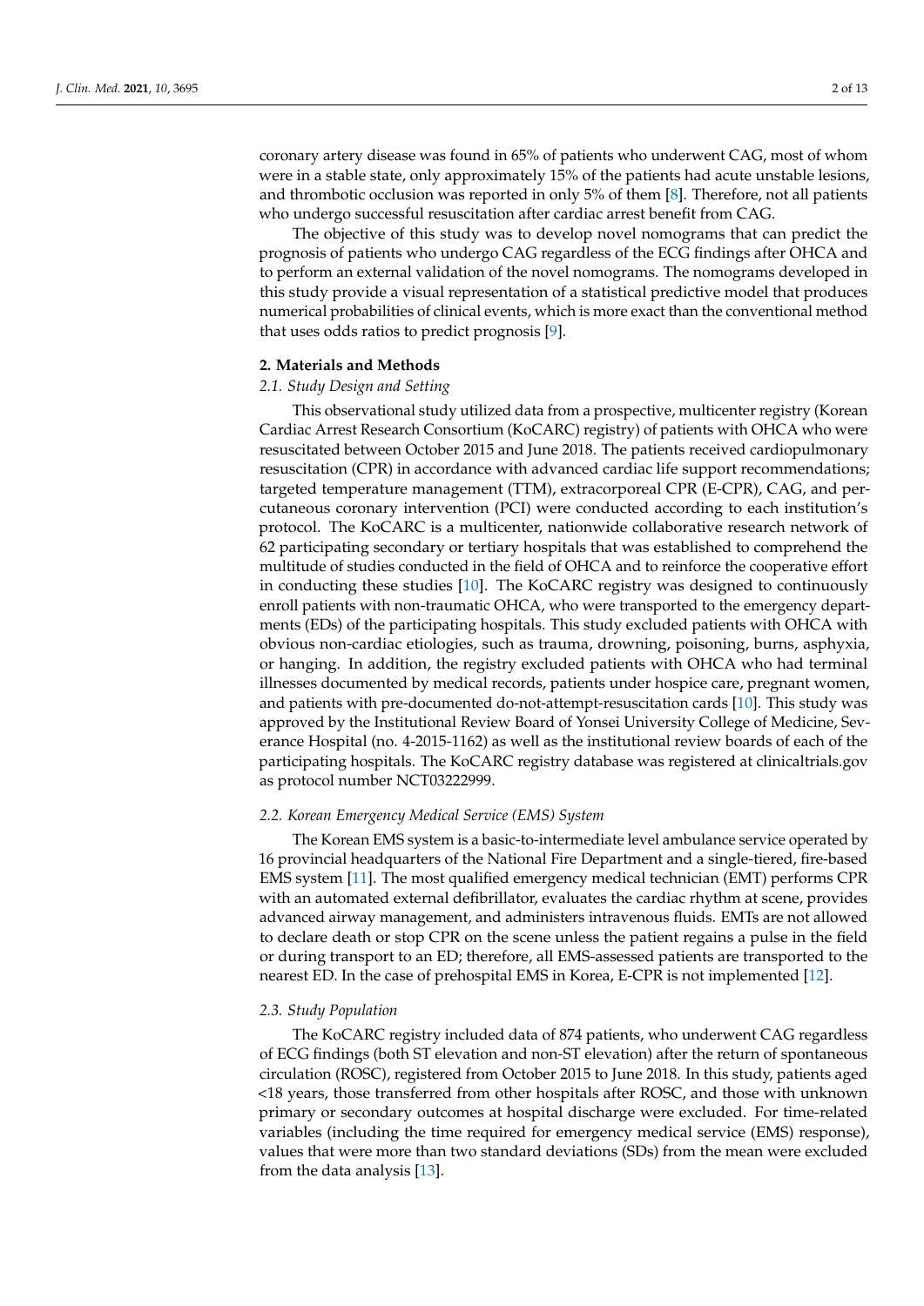coronary artery disease was found in 65% of patients who underwent CAG, most of whom were in a stable state, only approximately 15% of the patients had acute unstable lesions, and thrombotic occlusion was reported in only 5% of them [8]. Therefore, not all patients who undergo successful resuscitation after cardiac arrest benefit from CAG.

The objective of this study was to develop novel nomograms that can predict the prognosis of patients who undergo CAG regardless of the ECG findings after OHCA and to perform an external validation of the novel nomograms. The nomograms developed in this study provide a visual representation of a statistical predictive model that produces numerical probabilities of clinical events, which is more exact than the conventional method that uses odds ratios to predict prognosis [9].

## 2. Materials and Methods

### *2.1. Study Design and Setting*

This observational study utilized data from a prospective, multicenter registry (Korean Cardiac Arrest Research Consortium (KoCARC) registry) of patients with OHCA who were resuscitated between October 2015 and June 2018. The patients received cardiopulmonary resuscitation (CPR) in accordance with advanced cardiac life support recommendations; targeted temperature management (TTM), extracorporeal CPR (E-CPR), CAG, and percutaneous coronary intervention (PCI) were conducted according to each institution's protocol. The KoCARC is a multicenter, nationwide collaborative research network of 62 participating secondary or tertiary hospitals that was established to comprehend the multitude of studies conducted in the field of OHCA and to reinforce the cooperative effort in conducting these studies [10]. The KoCARC registry was designed to continuously enroll patients with non-traumatic OHCA, who were transported to the emergency departments (EDs) of the participating hospitals. This study excluded patients with OHCA with obvious non-cardiac etiologies, such as trauma, drowning, poisoning, burns, asphyxia, or hanging. In addition, the registry excluded patients with OHCA who had terminal illnesses documented by medical records, patients under hospice care, pregnant women, and patients with pre-documented do-not-attempt-resuscitation cards [10]. This study was approved by the Institutional Review Board of Yonsei University College of Medicine, Severance Hospital (no. 4-2015-1162) as well as the institutional review boards of each of the participating hospitals. The KoCARC registry database was registered at clinicaltrials.gov as protocol number NCT03222999.

### *2.2. Korean Emergency Medical Service (EMS) System*

The Korean EMS system is a basic-to-intermediate level ambulance service operated by 16 provincial headquarters of the National Fire Department and a single-tiered, fire-based EMS system [11]. The most qualified emergency medical technician (EMT) performs CPR with an automated external defibrillator, evaluates the cardiac rhythm at scene, provides advanced airway management, and administers intravenous fluids. EMTs are not allowed to declare death or stop CPR on the scene unless the patient regains a pulse in the field or during transport to an ED; therefore, all EMS-assessed patients are transported to the nearest ED. In the case of prehospital EMS in Korea, E-CPR is not implemented [12].

### *2.3. Study Population*

The KoCARC registry included data of 874 patients, who underwent CAG regardless of ECG findings (both ST elevation and non-ST elevation) after the return of spontaneous circulation (ROSC), registered from October 2015 to June 2018. In this study, patients aged <18 years, those transferred from other hospitals after ROSC, and those with unknown primary or secondary outcomes at hospital discharge were excluded. For time-related variables (including the time required for emergency medical service (EMS) response), values that were more than two standard deviations (SDs) from the mean were excluded from the data analysis [13].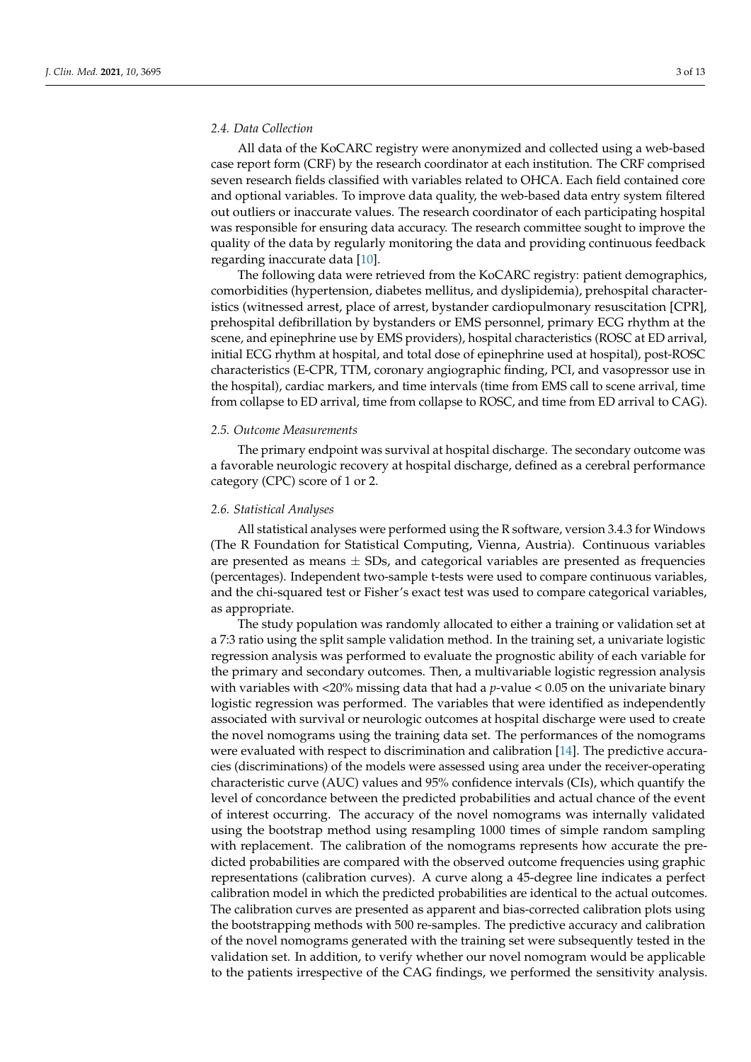### 2.4. Data Collection

All data of the KoCARC registry were anonymized and collected using a web-based case report form (CRF) by the research coordinator at each institution. The CRF comprised seven research fields classified with variables related to OHCA. Each field contained core and optional variables. To improve data quality, the web-based data entry system filtered out outliers or inaccurate values. The research coordinator of each participating hospital was responsible for ensuring data accuracy. The research committee sought to improve the quality of the data by regularly monitoring the data and providing continuous feedback regarding inaccurate data [10].

The following data were retrieved from the KoCARC registry: patient demographics, comorbidities (hypertension, diabetes mellitus, and dyslipidemia), prehospital characteristics (witnessed arrest, place of arrest, bystander cardiopulmonary resuscitation [CPR], prehospital defibrillation by bystanders or EMS personnel, primary ECG rhythm at the scene, and epinephrine use by EMS providers), hospital characteristics (ROSC at ED arrival, initial ECG rhythm at hospital, and total dose of epinephrine used at hospital), post-ROSC characteristics (E-CPR, TTM, coronary angiographic finding, PCI, and vasopressor use in the hospital), cardiac markers, and time intervals (time from EMS call to scene arrival, time from collapse to ED arrival, time from collapse to ROSC, and time from ED arrival to CAG).

### 2.5. Outcome Measurements

The primary endpoint was survival at hospital discharge. The secondary outcome was a favorable neurologic recovery at hospital discharge, defined as a cerebral performance category (CPC) score of 1 or 2.

### 2.6. Statistical Analyses

All statistical analyses were performed using the R software, version 3.4.3 for Windows (The R Foundation for Statistical Computing, Vienna, Austria). Continuous variables are presented as means $\pm$ SDs, and categorical variables are presented as frequencies (percentages). Independent two-sample t-tests were used to compare continuous variables, and the chi-squared test or Fisher's exact test was used to compare categorical variables, as appropriate.

The study population was randomly allocated to either a training or validation set at a 7:3 ratio using the split sample validation method. In the training set, a univariate logistic regression analysis was performed to evaluate the prognostic ability of each variable for the primary and secondary outcomes. Then, a multivariable logistic regression analysis with variables with <20% missing data that had a $p$-value < 0.05 on the univariate binary logistic regression was performed. The variables that were identified as independently associated with survival or neurologic outcomes at hospital discharge were used to create the novel nomograms using the training data set. The performances of the nomograms were evaluated with respect to discrimination and calibration [14]. The predictive accuracies (discriminations) of the models were assessed using area under the receiver-operating characteristic curve (AUC) values and 95% confidence intervals (CIs), which quantify the level of concordance between the predicted probabilities and actual chance of the event of interest occurring. The accuracy of the novel nomograms was internally validated using the bootstrap method using resampling 1000 times of simple random sampling with replacement. The calibration of the nomograms represents how accurate the predicted probabilities are compared with the observed outcome frequencies using graphic representations (calibration curves). A curve along a 45-degree line indicates a perfect calibration model in which the predicted probabilities are identical to the actual outcomes. The calibration curves are presented as apparent and bias-corrected calibration plots using the bootstrapping methods with 500 re-samples. The predictive accuracy and calibration of the novel nomograms generated with the training set were subsequently tested in the validation set. In addition, to verify whether our novel nomogram would be applicable to the patients irrespective of the CAG findings, we performed the sensitivity analysis.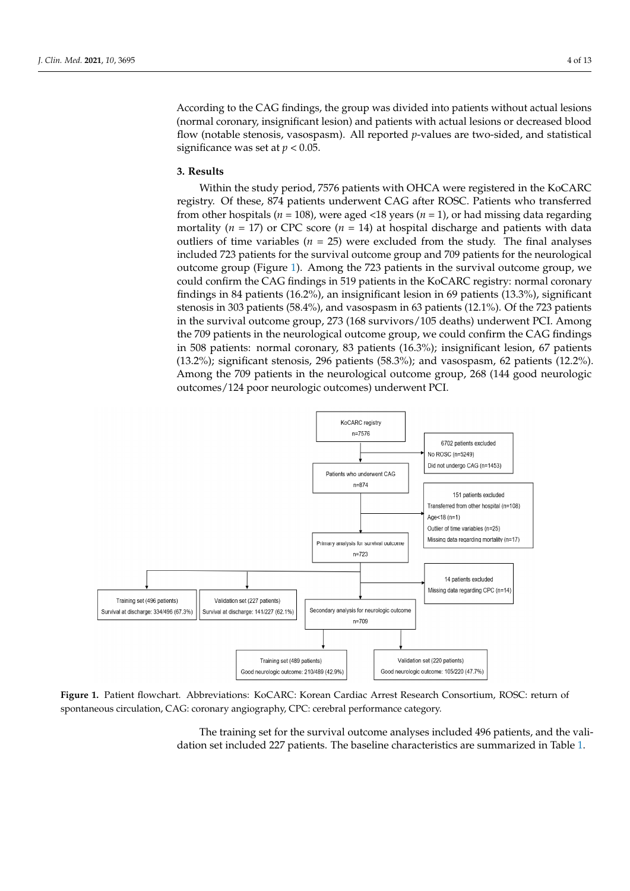According to the CAG findings, the group was divided into patients without actual lesions (normal coronary, insignificant lesion) and patients with actual lesions or decreased blood flow (notable stenosis, vasospasm). All reported *p*-values are two-sided, and statistical significance was set at $p < 0.05$.

## 3. Results

Within the study period, 7576 patients with OHCA were registered in the KoCARC registry. Of these, 874 patients underwent CAG after ROSC. Patients who transferred from other hospitals ($n$ = 108), were aged <18 years ($n$ = 1), or had missing data regarding mortality ($n$ = 17) or CPC score ($n$ = 14) at hospital discharge and patients with data outliers of time variables ($n$ = 25) were excluded from the study. The final analyses included 723 patients for the survival outcome group and 709 patients for the neurological outcome group (Figure 1). Among the 723 patients in the survival outcome group, we could confirm the CAG findings in 519 patients in the KoCARC registry: normal coronary findings in 84 patients (16.2%), an insignificant lesion in 69 patients (13.3%), significant stenosis in 303 patients (58.4%), and vasospasm in 63 patients (12.1%). Of the 723 patients in the survival outcome group, 273 (168 survivors/105 deaths) underwent PCI. Among the 709 patients in the neurological outcome group, we could confirm the CAG findings in 508 patients: normal coronary, 83 patients (16.3%); insignificant lesion, 67 patients (13.2%); significant stenosis, 296 patients (58.3%); and vasospasm, 62 patients (12.2%). Among the 709 patients in the neurological outcome group, 268 (144 good neurologic outcomes/124 poor neurologic outcomes) underwent PCI.

KoCARC registry n=7576

6702 patients excluded
No ROSC (n=5249)
Did not undergo CAG (n=1453)

Patients who underwent CAG n=874

151 patients excluded
Transferred from other hospital (n=108)
Age<18 (n=1)
Outlier of time variables (n=25)
Missing data regarding mortality (n=17)

Primary analysis for survival outcome n=723

Training set (496 patients)
Survival at discharge: 334/496 (67.3%)

Validation set (227 patients)
Survival at discharge: 141/227 (62.1%)

14 patients excluded
Missing data regarding CPC (n=14)

Secondary analysis for neurologic outcome n=709

Training set (489 patients)
Good neurologic outcome: 210/489 (42.9%)

Validation set (220 patients)
Good neurologic outcome: 105/220 (47.7%)

**Figure 1.** Patient flowchart. Abbreviations: KoCARC: Korean Cardiac Arrest Research Consortium, ROSC: return of spontaneous circulation, CAG: coronary angiography, CPC: cerebral performance category.

The training set for the survival outcome analyses included 496 patients, and the validation set included 227 patients. The baseline characteristics are summarized in Table 1.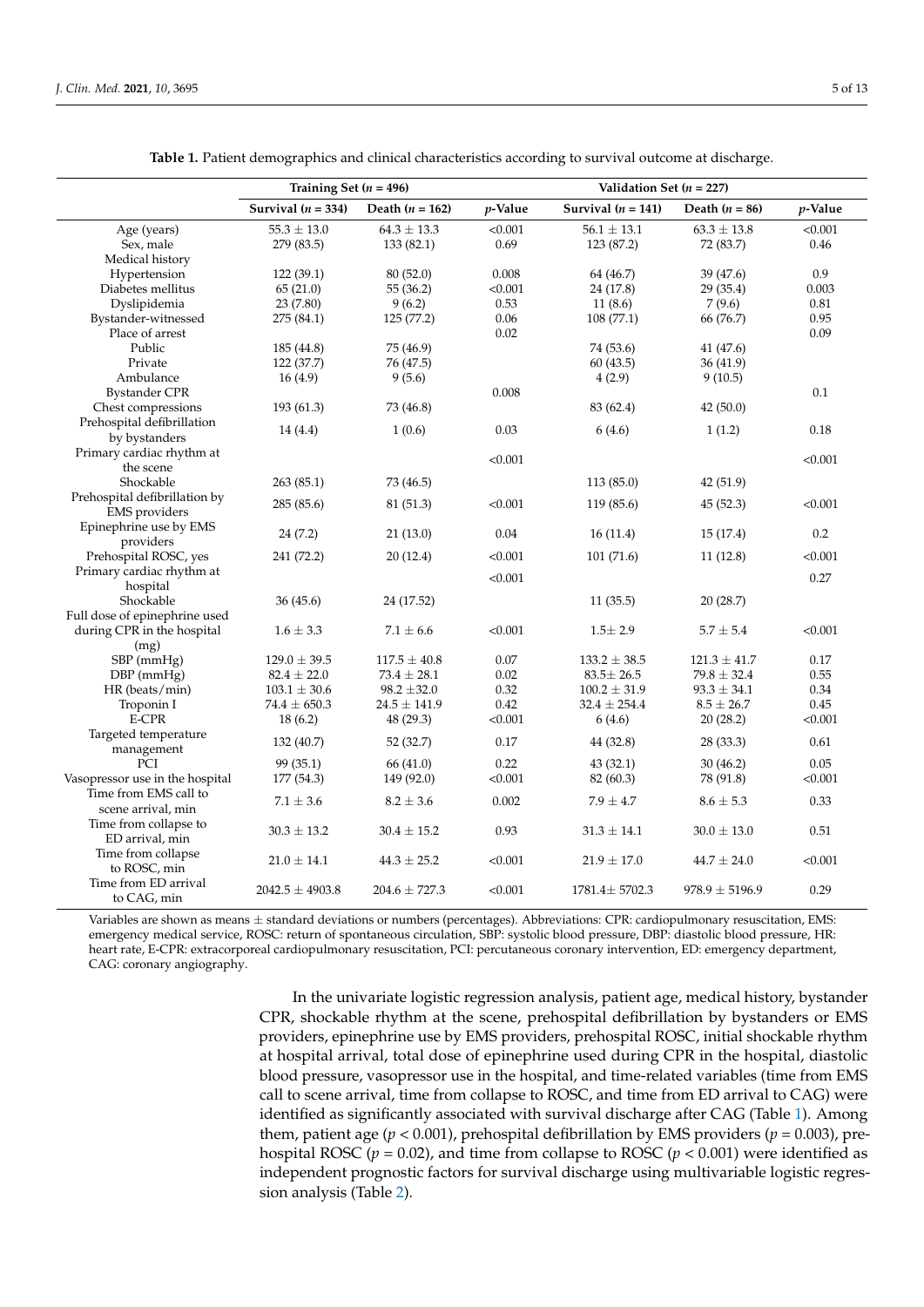**Table 1.** Patient demographics and clinical characteristics according to survival outcome at discharge.

| | Training Set ($n$ = 496) | | | Validation Set ($n$ = 227) | | |
|---|---|---|---|---|---|---|
| | Survival ($n$ = 334) | Death ($n$ = 162) | $p$-Value | Survival ($n$ = 141) | Death ($n$ = 86) | $p$-Value |
| Age (years) | 55.3 ± 13.0 | 64.3 ± 13.3 | <0.001 | 56.1 ± 13.1 | 63.3 ± 13.8 | <0.001 |
| Sex, male | 279 (83.5) | 133 (82.1) | 0.69 | 123 (87.2) | 72 (83.7) | 0.46 |
| Medical history | | | | | | |
| Hypertension | 122 (39.1) | 80 (52.0) | 0.008 | 64 (46.7) | 39 (47.6) | 0.9 |
| Diabetes mellitus | 65 (21.0) | 55 (36.2) | <0.001 | 24 (17.8) | 29 (35.4) | 0.003 |
| Dyslipidemia | 23 (7.80) | 9 (6.2) | 0.53 | 11 (8.6) | 7 (9.6) | 0.81 |
| Bystander-witnessed | 275 (84.1) | 125 (77.2) | 0.06 | 108 (77.1) | 66 (76.7) | 0.95 |
| Place of arrest | | | 0.02 | | | 0.09 |
| Public | 185 (44.8) | 75 (46.9) | | 74 (53.6) | 41 (47.6) | |
| Private | 122 (37.7) | 76 (47.5) | | 60 (43.5) | 36 (41.9) | |
| Ambulance | 16 (4.9) | 9 (5.6) | | 4 (2.9) | 9 (10.5) | |
| Bystander CPR | | | 0.008 | | | 0.1 |
| Chest compressions | 193 (61.3) | 73 (46.8) | | 83 (62.4) | 42 (50.0) | |
| Prehospital defibrillation by bystanders | 14 (4.4) | 1 (0.6) | 0.03 | 6 (4.6) | 1 (1.2) | 0.18 |
| Primary cardiac rhythm at the scene | | | <0.001 | | | <0.001 |
| Shockable | 263 (85.1) | 73 (46.5) | | 113 (85.0) | 42 (51.9) | |
| Prehospital defibrillation by EMS providers | 285 (85.6) | 81 (51.3) | <0.001 | 119 (85.6) | 45 (52.3) | <0.001 |
| Epinephrine use by EMS providers | 24 (7.2) | 21 (13.0) | 0.04 | 16 (11.4) | 15 (17.4) | 0.2 |
| Prehospital ROSC, yes | 241 (72.2) | 20 (12.4) | <0.001 | 101 (71.6) | 11 (12.8) | <0.001 |
| Primary cardiac rhythm at hospital | | | <0.001 | | | 0.27 |
| Shockable | 36 (45.6) | 24 (17.52) | | 11 (35.5) | 20 (28.7) | |
| Full dose of epinephrine used during CPR in the hospital (mg) | 1.6 ± 3.3 | 7.1 ± 6.6 | <0.001 | 1.5± 2.9 | 5.7 ± 5.4 | <0.001 |
| SBP (mmHg) | 129.0 ± 39.5 | 117.5 ± 40.8 | 0.07 | 133.2 ± 38.5 | 121.3 ± 41.7 | 0.17 |
| DBP (mmHg) | 82.4 ± 22.0 | 73.4 ± 28.1 | 0.02 | 83.5± 26.5 | 79.8 ± 32.4 | 0.55 |
| HR (beats/min) | 103.1 ± 30.6 | 98.2 ±32.0 | 0.32 | 100.2 ± 31.9 | 93.3 ± 34.1 | 0.34 |
| Troponin I | 74.4 ± 650.3 | 24.5 ± 141.9 | 0.42 | 32.4 ± 254.4 | 8.5 ± 26.7 | 0.45 |
| E-CPR | 18 (6.2) | 48 (29.3) | <0.001 | 6 (4.6) | 20 (28.2) | <0.001 |
| Targeted temperature management | 132 (40.7) | 52 (32.7) | 0.17 | 44 (32.8) | 28 (33.3) | 0.61 |
| PCI | 99 (35.1) | 66 (41.0) | 0.22 | 43 (32.1) | 30 (46.2) | 0.05 |
| Vasopressor use in the hospital | 177 (54.3) | 149 (92.0) | <0.001 | 82 (60.3) | 78 (91.8) | <0.001 |
| Time from EMS call to scene arrival, min | 7.1 ± 3.6 | 8.2 ± 3.6 | 0.002 | 7.9 ± 4.7 | 8.6 ± 5.3 | 0.33 |
| Time from collapse to ED arrival, min | 30.3 ± 13.2 | 30.4 ± 15.2 | 0.93 | 31.3 ± 14.1 | 30.0 ± 13.0 | 0.51 |
| Time from collapse to ROSC, min | 21.0 ± 14.1 | 44.3 ± 25.2 | <0.001 | 21.9 ± 17.0 | 44.7 ± 24.0 | <0.001 |
| Time from ED arrival to CAG, min | 2042.5 ± 4903.8 | 204.6 ± 727.3 | <0.001 | 1781.4± 5702.3 | 978.9 ± 5196.9 | 0.29 |

Variables are shown as means ± standard deviations or numbers (percentages). Abbreviations: CPR: cardiopulmonary resuscitation, EMS: emergency medical service, ROSC: return of spontaneous circulation, SBP: systolic blood pressure, DBP: diastolic blood pressure, HR: heart rate, E-CPR: extracorporeal cardiopulmonary resuscitation, PCI: percutaneous coronary intervention, ED: emergency department, CAG: coronary angiography.

In the univariate logistic regression analysis, patient age, medical history, bystander CPR, shockable rhythm at the scene, prehospital defibrillation by bystanders or EMS providers, epinephrine use by EMS providers, prehospital ROSC, initial shockable rhythm at hospital arrival, total dose of epinephrine used during CPR in the hospital, diastolic blood pressure, vasopressor use in the hospital, and time-related variables (time from EMS call to scene arrival, time from collapse to ROSC, and time from ED arrival to CAG) were identified as significantly associated with survival discharge after CAG (Table 1). Among them, patient age ($p < 0.001$), prehospital defibrillation by EMS providers ($p = 0.003$), prehospital ROSC ($p = 0.02$), and time from collapse to ROSC ($p < 0.001$) were identified as independent prognostic factors for survival discharge using multivariable logistic regression analysis (Table 2).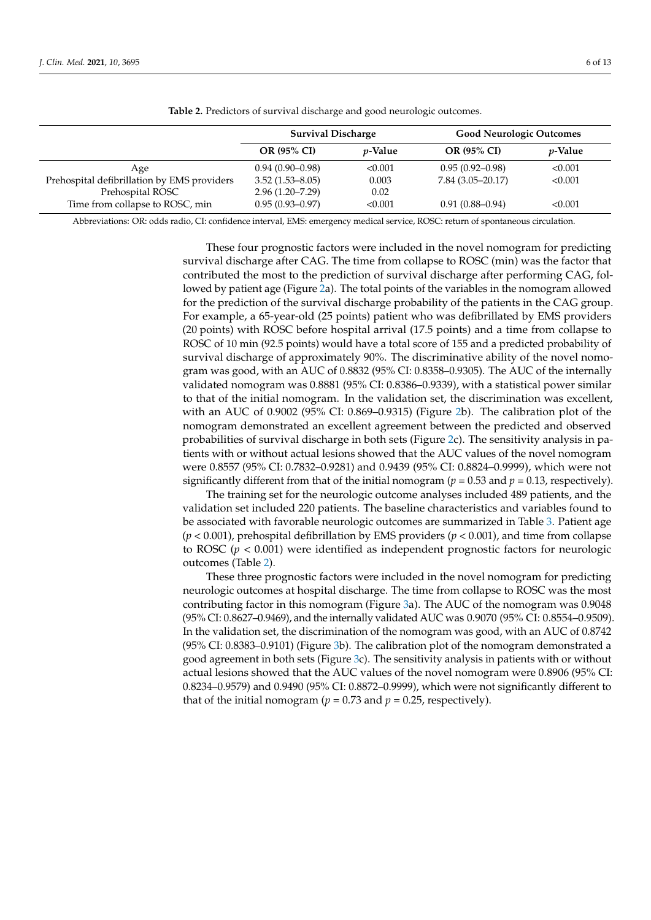**Table 2.** Predictors of survival discharge and good neurologic outcomes.

| | Survival Discharge | | Good Neurologic Outcomes | |
|---|---|---|---|---|
| | **OR (95% CI)** | ***p*-Value** | **OR (95% CI)** | ***p*-Value** |
| Age | 0.94 (0.90–0.98) | <0.001 | 0.95 (0.92–0.98) | <0.001 |
| Prehospital defibrillation by EMS providers | 3.52 (1.53–8.05) | 0.003 | 7.84 (3.05–20.17) | <0.001 |
| Prehospital ROSC | 2.96 (1.20–7.29) | 0.02 | | |
| Time from collapse to ROSC, min | 0.95 (0.93–0.97) | <0.001 | 0.91 (0.88–0.94) | <0.001 |

Abbreviations: OR: odds radio, CI: confidence interval, EMS: emergency medical service, ROSC: return of spontaneous circulation.

These four prognostic factors were included in the novel nomogram for predicting survival discharge after CAG. The time from collapse to ROSC (min) was the factor that contributed the most to the prediction of survival discharge after performing CAG, followed by patient age (Figure 2a). The total points of the variables in the nomogram allowed for the prediction of the survival discharge probability of the patients in the CAG group. For example, a 65-year-old (25 points) patient who was defibrillated by EMS providers (20 points) with ROSC before hospital arrival (17.5 points) and a time from collapse to ROSC of 10 min (92.5 points) would have a total score of 155 and a predicted probability of survival discharge of approximately 90%. The discriminative ability of the novel nomogram was good, with an AUC of 0.8832 (95% CI: 0.8358–0.9305). The AUC of the internally validated nomogram was 0.8881 (95% CI: 0.8386–0.9339), with a statistical power similar to that of the initial nomogram. In the validation set, the discrimination was excellent, with an AUC of 0.9002 (95% CI: 0.869–0.9315) (Figure 2b). The calibration plot of the nomogram demonstrated an excellent agreement between the predicted and observed probabilities of survival discharge in both sets (Figure 2c). The sensitivity analysis in patients with or without actual lesions showed that the AUC values of the novel nomogram were 0.8557 (95% CI: 0.7832–0.9281) and 0.9439 (95% CI: 0.8824–0.9999), which were not significantly different from that of the initial nomogram ($p = 0.53$ and $p = 0.13$, respectively).

The training set for the neurologic outcome analyses included 489 patients, and the validation set included 220 patients. The baseline characteristics and variables found to be associated with favorable neurologic outcomes are summarized in Table 3. Patient age ($p < 0.001$), prehospital defibrillation by EMS providers ($p < 0.001$), and time from collapse to ROSC ($p < 0.001$) were identified as independent prognostic factors for neurologic outcomes (Table 2).

These three prognostic factors were included in the novel nomogram for predicting neurologic outcomes at hospital discharge. The time from collapse to ROSC was the most contributing factor in this nomogram (Figure 3a). The AUC of the nomogram was 0.9048 (95% CI: 0.8627–0.9469), and the internally validated AUC was 0.9070 (95% CI: 0.8554–0.9509). In the validation set, the discrimination of the nomogram was good, with an AUC of 0.8742 (95% CI: 0.8383–0.9101) (Figure 3b). The calibration plot of the nomogram demonstrated a good agreement in both sets (Figure 3c). The sensitivity analysis in patients with or without actual lesions showed that the AUC values of the novel nomogram were 0.8906 (95% CI: 0.8234–0.9579) and 0.9490 (95% CI: 0.8872–0.9999), which were not significantly different to that of the initial nomogram ($p = 0.73$ and $p = 0.25$, respectively).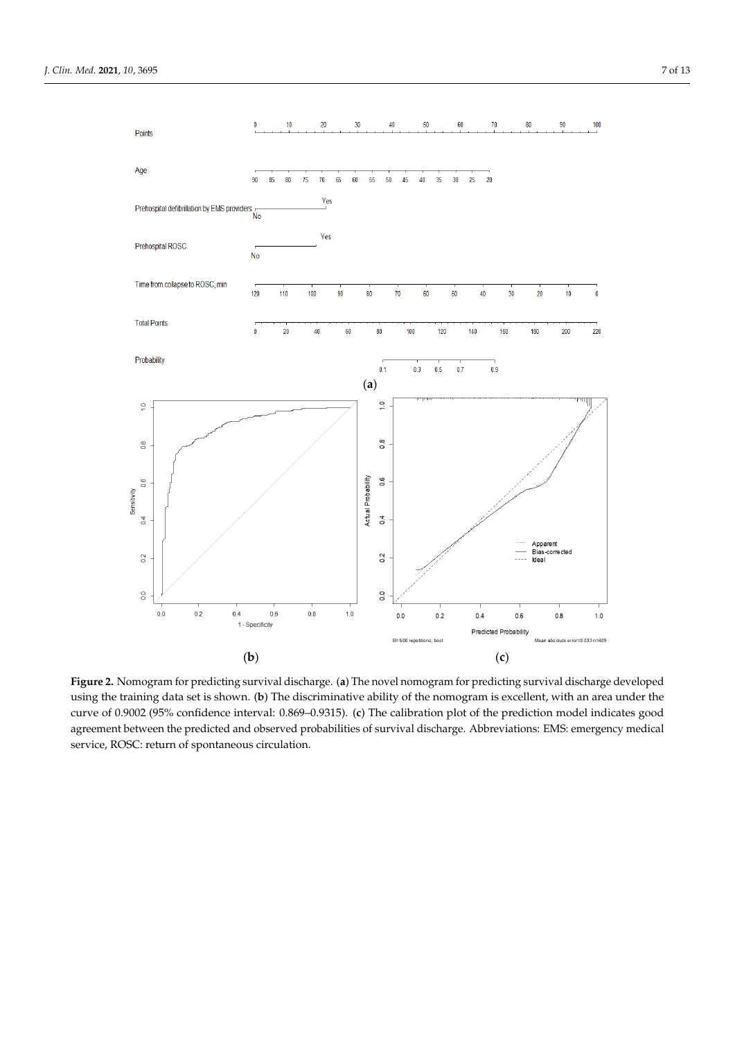**Figure 2.** Nomogram for predicting survival discharge. (**a**) The novel nomogram for predicting survival discharge developed using the training data set is shown. (**b**) The discriminative ability of the nomogram is excellent, with an area under the curve of 0.9002 (95% confidence interval: 0.869–0.9315). (**c**) The calibration plot of the prediction model indicates good agreement between the predicted and observed probabilities of survival discharge. Abbreviations: EMS: emergency medical service, ROSC: return of spontaneous circulation.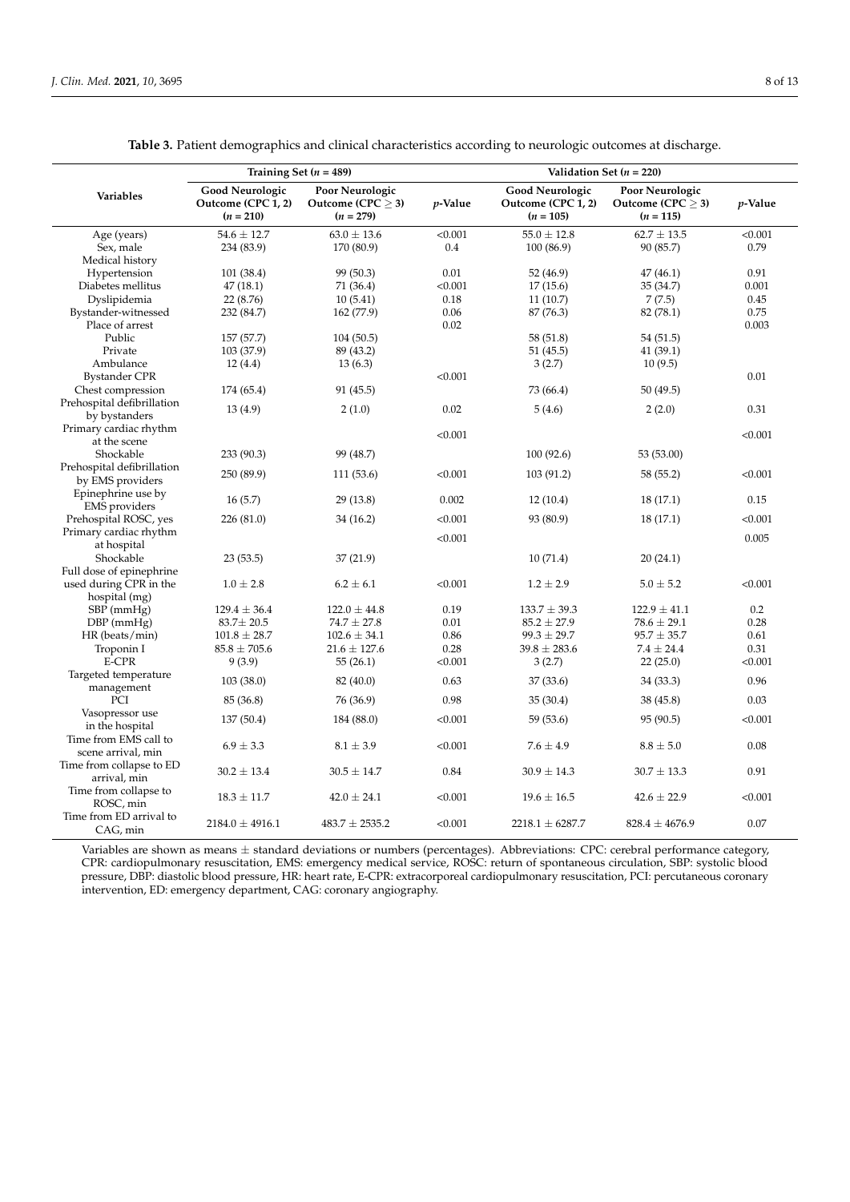**Table 3.** Patient demographics and clinical characteristics according to neurologic outcomes at discharge.

| Variables | Training Set ($n$ = 489) | | | Validation Set ($n$ = 220) | | |
|---|---|---|---|---|---|---|
| | **Good Neurologic Outcome (CPC 1, 2) ($n$ = 210)** | **Poor Neurologic Outcome (CPC ≥ 3) ($n$ = 279)** | ***p*-Value** | **Good Neurologic Outcome (CPC 1, 2) ($n$ = 105)** | **Poor Neurologic Outcome (CPC ≥ 3) ($n$ = 115)** | ***p*-Value** |
| Age (years) | 54.6 ± 12.7 | 63.0 ± 13.6 | <0.001 | 55.0 ± 12.8 | 62.7 ± 13.5 | <0.001 |
| Sex, male | 234 (83.9) | 170 (80.9) | 0.4 | 100 (86.9) | 90 (85.7) | 0.79 |
| Medical history | | | | | | |
| Hypertension | 101 (38.4) | 99 (50.3) | 0.01 | 52 (46.9) | 47 (46.1) | 0.91 |
| Diabetes mellitus | 47 (18.1) | 71 (36.4) | <0.001 | 17 (15.6) | 35 (34.7) | 0.001 |
| Dyslipidemia | 22 (8.76) | 10 (5.41) | 0.18 | 11 (10.7) | 7 (7.5) | 0.45 |
| Bystander-witnessed | 232 (84.7) | 162 (77.9) | 0.06 | 87 (76.3) | 82 (78.1) | 0.75 |
| Place of arrest | | | 0.02 | | | 0.003 |
| Public | 157 (57.7) | 104 (50.5) | | 58 (51.8) | 54 (51.5) | |
| Private | 103 (37.9) | 89 (43.2) | | 51 (45.5) | 41 (39.1) | |
| Ambulance | 12 (4.4) | 13 (6.3) | | 3 (2.7) | 10 (9.5) | |
| Bystander CPR | | | <0.001 | | | 0.01 |
| Chest compression | 174 (65.4) | 91 (45.5) | | 73 (66.4) | 50 (49.5) | |
| Prehospital defibrillation by bystanders | 13 (4.9) | 2 (1.0) | 0.02 | 5 (4.6) | 2 (2.0) | 0.31 |
| Primary cardiac rhythm at the scene | | | <0.001 | | | <0.001 |
| Shockable | 233 (90.3) | 99 (48.7) | | 100 (92.6) | 53 (53.00) | |
| Prehospital defibrillation by EMS providers | 250 (89.9) | 111 (53.6) | <0.001 | 103 (91.2) | 58 (55.2) | <0.001 |
| Epinephrine use by EMS providers | 16 (5.7) | 29 (13.8) | 0.002 | 12 (10.4) | 18 (17.1) | 0.15 |
| Prehospital ROSC, yes | 226 (81.0) | 34 (16.2) | <0.001 | 93 (80.9) | 18 (17.1) | <0.001 |
| Primary cardiac rhythm at hospital | | | <0.001 | | | 0.005 |
| Shockable | 23 (53.5) | 37 (21.9) | | 10 (71.4) | 20 (24.1) | |
| Full dose of epinephrine used during CPR in the hospital (mg) | 1.0 ± 2.8 | 6.2 ± 6.1 | <0.001 | 1.2 ± 2.9 | 5.0 ± 5.2 | <0.001 |
| SBP (mmHg) | 129.4 ± 36.4 | 122.0 ± 44.8 | 0.19 | 133.7 ± 39.3 | 122.9 ± 41.1 | 0.2 |
| DBP (mmHg) | 83.7± 20.5 | 74.7 ± 27.8 | 0.01 | 85.2 ± 27.9 | 78.6 ± 29.1 | 0.28 |
| HR (beats/min) | 101.8 ± 28.7 | 102.6 ± 34.1 | 0.86 | 99.3 ± 29.7 | 95.7 ± 35.7 | 0.61 |
| Troponin I | 85.8 ± 705.6 | 21.6 ± 127.6 | 0.28 | 39.8 ± 283.6 | 7.4 ± 24.4 | 0.31 |
| E-CPR | 9 (3.9) | 55 (26.1) | <0.001 | 3 (2.7) | 22 (25.0) | <0.001 |
| Targeted temperature management | 103 (38.0) | 82 (40.0) | 0.63 | 37 (33.6) | 34 (33.3) | 0.96 |
| PCI | 85 (36.8) | 76 (36.9) | 0.98 | 35 (30.4) | 38 (45.8) | 0.03 |
| Vasopressor use in the hospital | 137 (50.4) | 184 (88.0) | <0.001 | 59 (53.6) | 95 (90.5) | <0.001 |
| Time from EMS call to scene arrival, min | 6.9 ± 3.3 | 8.1 ± 3.9 | <0.001 | 7.6 ± 4.9 | 8.8 ± 5.0 | 0.08 |
| Time from collapse to ED arrival, min | 30.2 ± 13.4 | 30.5 ± 14.7 | 0.84 | 30.9 ± 14.3 | 30.7 ± 13.3 | 0.91 |
| Time from collapse to ROSC, min | 18.3 ± 11.7 | 42.0 ± 24.1 | <0.001 | 19.6 ± 16.5 | 42.6 ± 22.9 | <0.001 |
| Time from ED arrival to CAG, min | 2184.0 ± 4916.1 | 483.7 ± 2535.2 | <0.001 | 2218.1 ± 6287.7 | 828.4 ± 4676.9 | 0.07 |

Variables are shown as means ± standard deviations or numbers (percentages). Abbreviations: CPC: cerebral performance category, CPR: cardiopulmonary resuscitation, EMS: emergency medical service, ROSC: return of spontaneous circulation, SBP: systolic blood pressure, DBP: diastolic blood pressure, HR: heart rate, E-CPR: extracorporeal cardiopulmonary resuscitation, PCI: percutaneous coronary intervention, ED: emergency department, CAG: coronary angiography.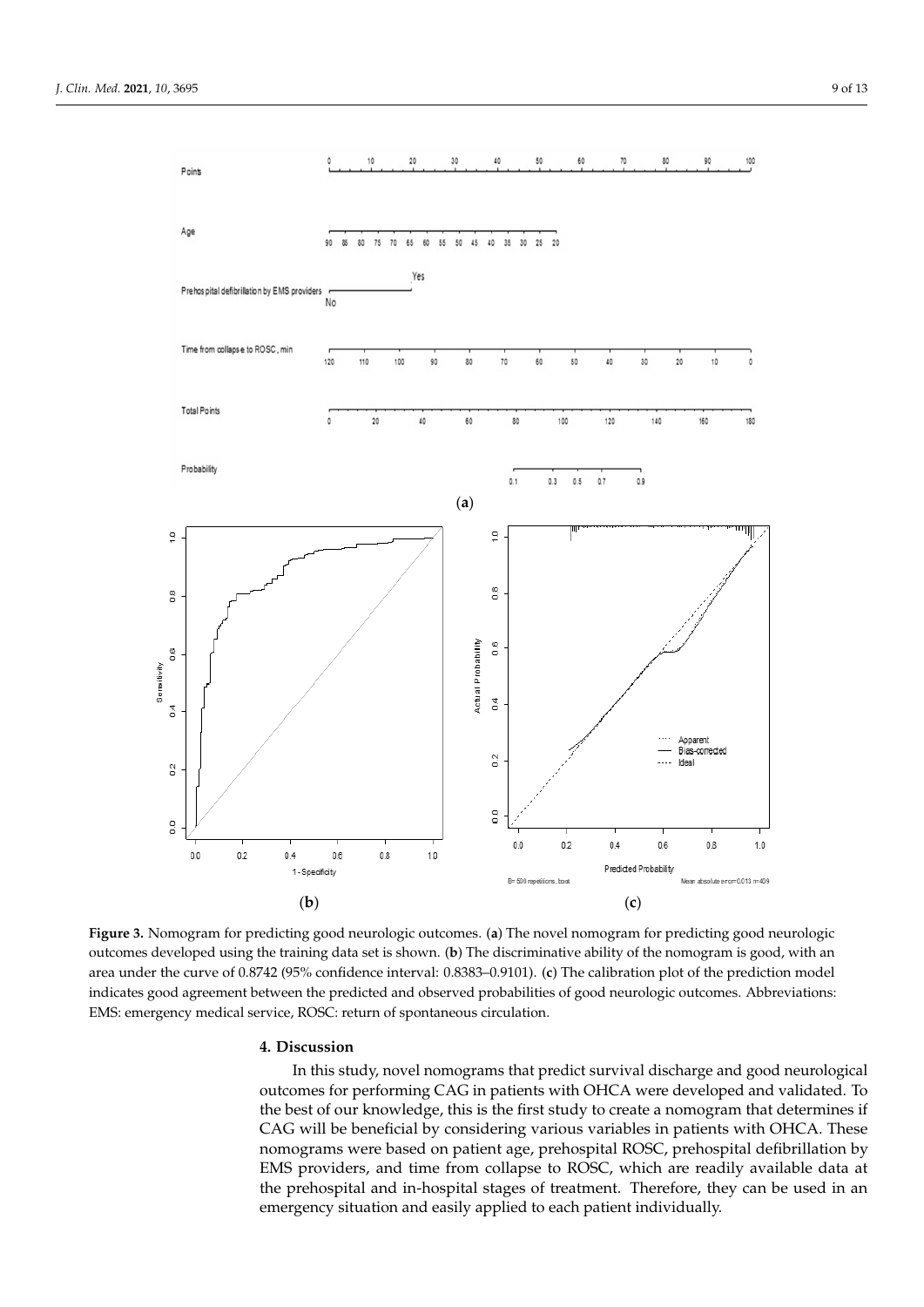**Figure 3.** Nomogram for predicting good neurologic outcomes. (**a**) The novel nomogram for predicting good neurologic outcomes developed using the training data set is shown. (**b**) The discriminative ability of the nomogram is good, with an area under the curve of 0.8742 (95% confidence interval: 0.8383–0.9101). (**c**) The calibration plot of the prediction model indicates good agreement between the predicted and observed probabilities of good neurologic outcomes. Abbreviations: EMS: emergency medical service, ROSC: return of spontaneous circulation.

## 4. Discussion

In this study, novel nomograms that predict survival discharge and good neurological outcomes for performing CAG in patients with OHCA were developed and validated. To the best of our knowledge, this is the first study to create a nomogram that determines if CAG will be beneficial by considering various variables in patients with OHCA. These nomograms were based on patient age, prehospital ROSC, prehospital defibrillation by EMS providers, and time from collapse to ROSC, which are readily available data at the prehospital and in-hospital stages of treatment. Therefore, they can be used in an emergency situation and easily applied to each patient individually.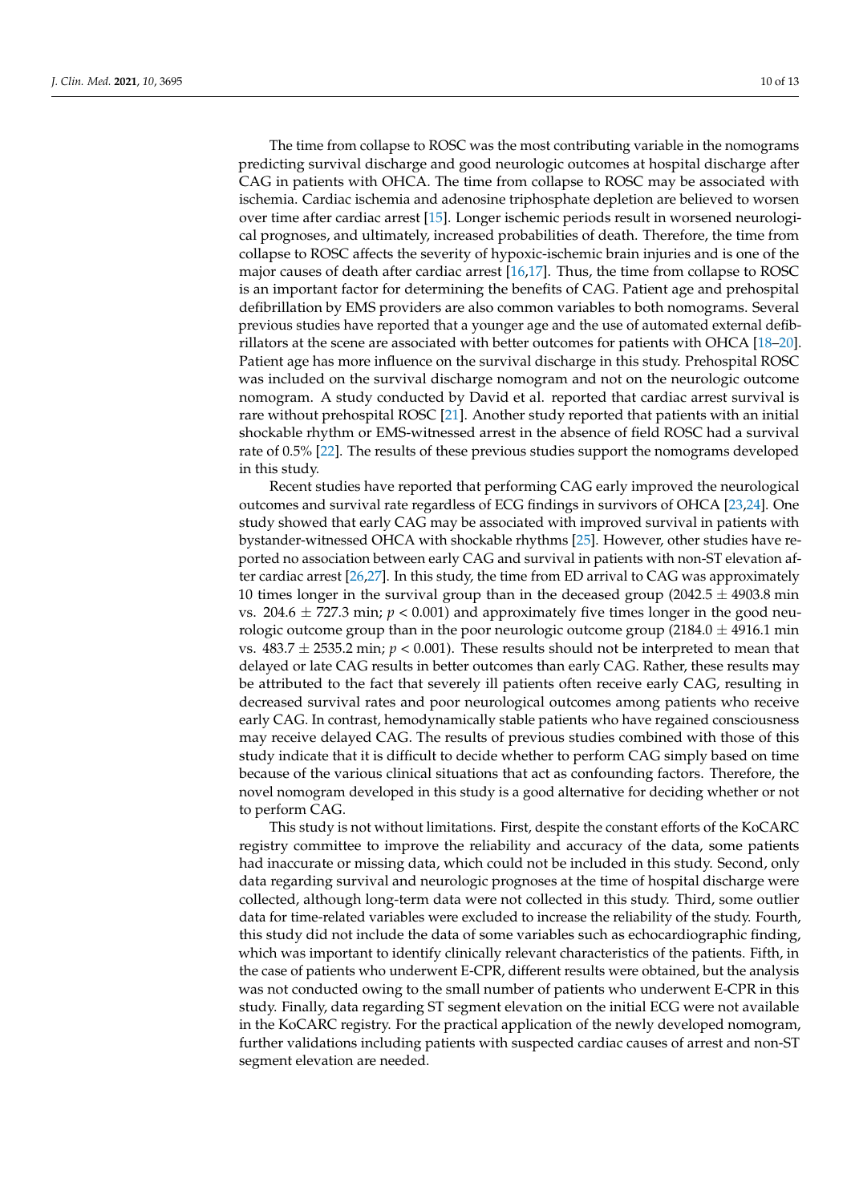The time from collapse to ROSC was the most contributing variable in the nomograms predicting survival discharge and good neurologic outcomes at hospital discharge after CAG in patients with OHCA. The time from collapse to ROSC may be associated with ischemia. Cardiac ischemia and adenosine triphosphate depletion are believed to worsen over time after cardiac arrest [15]. Longer ischemic periods result in worsened neurological prognoses, and ultimately, increased probabilities of death. Therefore, the time from collapse to ROSC affects the severity of hypoxic-ischemic brain injuries and is one of the major causes of death after cardiac arrest [16,17]. Thus, the time from collapse to ROSC is an important factor for determining the benefits of CAG. Patient age and prehospital defibrillation by EMS providers are also common variables to both nomograms. Several previous studies have reported that a younger age and the use of automated external defibrillators at the scene are associated with better outcomes for patients with OHCA [18–20]. Patient age has more influence on the survival discharge in this study. Prehospital ROSC was included on the survival discharge nomogram and not on the neurologic outcome nomogram. A study conducted by David et al. reported that cardiac arrest survival is rare without prehospital ROSC [21]. Another study reported that patients with an initial shockable rhythm or EMS-witnessed arrest in the absence of field ROSC had a survival rate of 0.5% [22]. The results of these previous studies support the nomograms developed in this study.

Recent studies have reported that performing CAG early improved the neurological outcomes and survival rate regardless of ECG findings in survivors of OHCA [23,24]. One study showed that early CAG may be associated with improved survival in patients with bystander-witnessed OHCA with shockable rhythms [25]. However, other studies have reported no association between early CAG and survival in patients with non-ST elevation after cardiac arrest [26,27]. In this study, the time from ED arrival to CAG was approximately 10 times longer in the survival group than in the deceased group ($2042.5 \pm 4903.8$ min vs. $204.6 \pm 727.3$ min; $p < 0.001$) and approximately five times longer in the good neurologic outcome group than in the poor neurologic outcome group ($2184.0 \pm 4916.1$ min vs. $483.7 \pm 2535.2$ min; $p < 0.001$). These results should not be interpreted to mean that delayed or late CAG results in better outcomes than early CAG. Rather, these results may be attributed to the fact that severely ill patients often receive early CAG, resulting in decreased survival rates and poor neurological outcomes among patients who receive early CAG. In contrast, hemodynamically stable patients who have regained consciousness may receive delayed CAG. The results of previous studies combined with those of this study indicate that it is difficult to decide whether to perform CAG simply based on time because of the various clinical situations that act as confounding factors. Therefore, the novel nomogram developed in this study is a good alternative for deciding whether or not to perform CAG.

This study is not without limitations. First, despite the constant efforts of the KoCARC registry committee to improve the reliability and accuracy of the data, some patients had inaccurate or missing data, which could not be included in this study. Second, only data regarding survival and neurologic prognoses at the time of hospital discharge were collected, although long-term data were not collected in this study. Third, some outlier data for time-related variables were excluded to increase the reliability of the study. Fourth, this study did not include the data of some variables such as echocardiographic finding, which was important to identify clinically relevant characteristics of the patients. Fifth, in the case of patients who underwent E-CPR, different results were obtained, but the analysis was not conducted owing to the small number of patients who underwent E-CPR in this study. Finally, data regarding ST segment elevation on the initial ECG were not available in the KoCARC registry. For the practical application of the newly developed nomogram, further validations including patients with suspected cardiac causes of arrest and non-ST segment elevation are needed.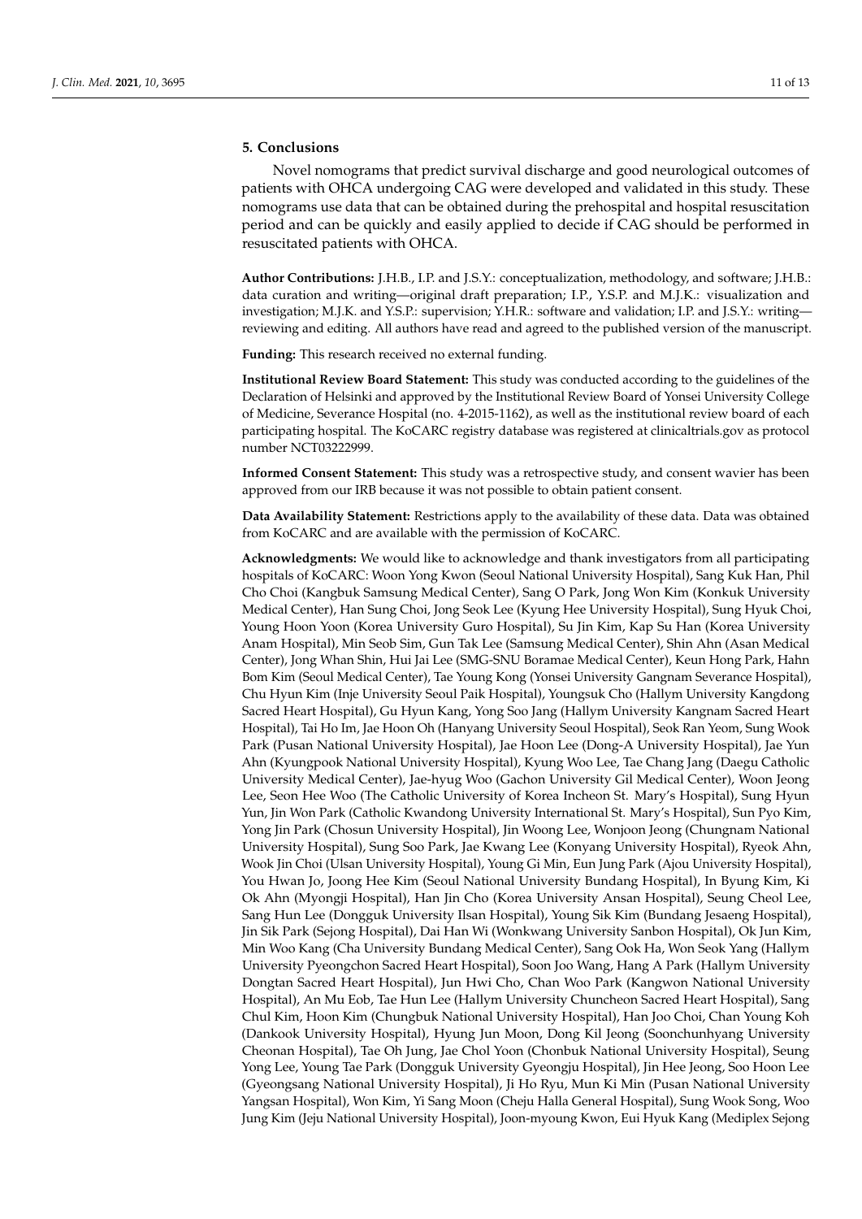## 5. Conclusions

Novel nomograms that predict survival discharge and good neurological outcomes of patients with OHCA undergoing CAG were developed and validated in this study. These nomograms use data that can be obtained during the prehospital and hospital resuscitation period and can be quickly and easily applied to decide if CAG should be performed in resuscitated patients with OHCA.

**Author Contributions:** J.H.B., I.P. and J.S.Y.: conceptualization, methodology, and software; J.H.B.: data curation and writing—original draft preparation; I.P., Y.S.P. and M.J.K.: visualization and investigation; M.J.K. and Y.S.P.: supervision; Y.H.R.: software and validation; I.P. and J.S.Y.: writing—reviewing and editing. All authors have read and agreed to the published version of the manuscript.

**Funding:** This research received no external funding.

**Institutional Review Board Statement:** This study was conducted according to the guidelines of the Declaration of Helsinki and approved by the Institutional Review Board of Yonsei University College of Medicine, Severance Hospital (no. 4-2015-1162), as well as the institutional review board of each participating hospital. The KoCARC registry database was registered at clinicaltrials.gov as protocol number NCT03222999.

**Informed Consent Statement:** This study was a retrospective study, and consent wavier has been approved from our IRB because it was not possible to obtain patient consent.

**Data Availability Statement:** Restrictions apply to the availability of these data. Data was obtained from KoCARC and are available with the permission of KoCARC.

**Acknowledgments:** We would like to acknowledge and thank investigators from all participating hospitals of KoCARC: Woon Yong Kwon (Seoul National University Hospital), Sang Kuk Han, Phil Cho Choi (Kangbuk Samsung Medical Center), Sang O Park, Jong Won Kim (Konkuk University Medical Center), Han Sung Choi, Jong Seok Lee (Kyung Hee University Hospital), Sung Hyuk Choi, Young Hoon Yoon (Korea University Guro Hospital), Su Jin Kim, Kap Su Han (Korea University Anam Hospital), Min Seob Sim, Gun Tak Lee (Samsung Medical Center), Shin Ahn (Asan Medical Center), Jong Whan Shin, Hui Jai Lee (SMG-SNU Boramae Medical Center), Keun Hong Park, Hahn Bom Kim (Seoul Medical Center), Tae Young Kong (Yonsei University Gangnam Severance Hospital), Chu Hyun Kim (Inje University Seoul Paik Hospital), Youngsuk Cho (Hallym University Kangdong Sacred Heart Hospital), Gu Hyun Kang, Yong Soo Jang (Hallym University Kangnam Sacred Heart Hospital), Tai Ho Im, Jae Hoon Oh (Hanyang University Seoul Hospital), Seok Ran Yeom, Sung Wook Park (Pusan National University Hospital), Jae Hoon Lee (Dong-A University Hospital), Jae Yun Ahn (Kyungpook National University Hospital), Kyung Woo Lee, Tae Chang Jang (Daegu Catholic University Medical Center), Jae-hyug Woo (Gachon University Gil Medical Center), Woon Jeong Lee, Seon Hee Woo (The Catholic University of Korea Incheon St. Mary's Hospital), Sung Hyun Yun, Jin Won Park (Catholic Kwandong University International St. Mary's Hospital), Sun Pyo Kim, Yong Jin Park (Chosun University Hospital), Jin Woong Lee, Wonjoon Jeong (Chungnam National University Hospital), Sung Soo Park, Jae Kwang Lee (Konyang University Hospital), Ryeok Ahn, Wook Jin Choi (Ulsan University Hospital), Young Gi Min, Eun Jung Park (Ajou University Hospital), You Hwan Jo, Joong Hee Kim (Seoul National University Bundang Hospital), In Byung Kim, Ki Ok Ahn (Myongji Hospital), Han Jin Cho (Korea University Ansan Hospital), Seung Cheol Lee, Sang Hun Lee (Dongguk University Ilsan Hospital), Young Sik Kim (Bundang Jesaeng Hospital), Jin Sik Park (Sejong Hospital), Dai Han Wi (Wonkwang University Sanbon Hospital), Ok Jun Kim, Min Woo Kang (Cha University Bundang Medical Center), Sang Ook Ha, Won Seok Yang (Hallym University Pyeongchon Sacred Heart Hospital), Soon Joo Wang, Hang A Park (Hallym University Dongtan Sacred Heart Hospital), Jun Hwi Cho, Chan Woo Park (Kangwon National University Hospital), An Mu Eob, Tae Hun Lee (Hallym University Chuncheon Sacred Heart Hospital), Sang Chul Kim, Hoon Kim (Chungbuk National University Hospital), Han Joo Choi, Chan Young Koh (Dankook University Hospital), Hyung Jun Moon, Dong Kil Jeong (Soonchunhyang University Cheonan Hospital), Tae Oh Jung, Jae Chol Yoon (Chonbuk National University Hospital), Seung Yong Lee, Young Tae Park (Dongguk University Gyeongju Hospital), Jin Hee Jeong, Soo Hoon Lee (Gyeongsang National University Hospital), Ji Ho Ryu, Mun Ki Min (Pusan National University Yangsan Hospital), Won Kim, Yi Sang Moon (Cheju Halla General Hospital), Sung Wook Song, Woo Jung Kim (Jeju National University Hospital), Joon-myoung Kwon, Eui Hyuk Kang (Mediplex Sejong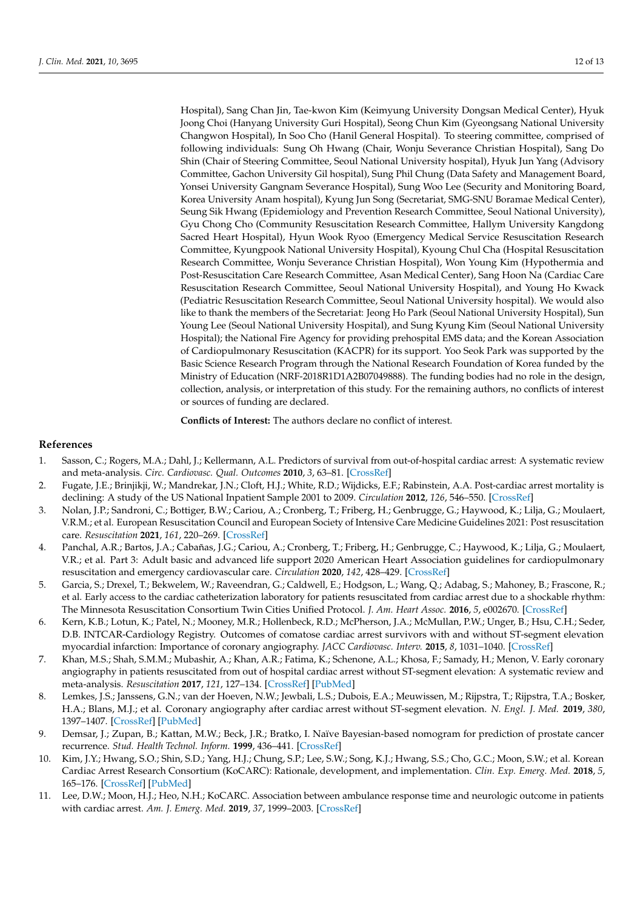Hospital), Sang Chan Jin, Tae-kwon Kim (Keimyung University Dongsan Medical Center), Hyuk Joong Choi (Hanyang University Guri Hospital), Seong Chun Kim (Gyeongsang National University Changwon Hospital), In Soo Cho (Hanil General Hospital). To steering committee, comprised of following individuals: Sung Oh Hwang (Chair, Wonju Severance Christian Hospital), Sang Do Shin (Chair of Steering Committee, Seoul National University hospital), Hyuk Jun Yang (Advisory Committee, Gachon University Gil hospital), Sung Phil Chung (Data Safety and Management Board, Yonsei University Gangnam Severance Hospital), Sung Woo Lee (Security and Monitoring Board, Korea University Anam hospital), Kyung Jun Song (Secretariat, SMG-SNU Boramae Medical Center), Seung Sik Hwang (Epidemiology and Prevention Research Committee, Seoul National University), Gyu Chong Cho (Community Resuscitation Research Committee, Hallym University Kangdong Sacred Heart Hospital), Hyun Wook Ryoo (Emergency Medical Service Resuscitation Research Committee, Kyungpook National University Hospital), Kyoung Chul Cha (Hospital Resuscitation Research Committee, Wonju Severance Christian Hospital), Won Young Kim (Hypothermia and Post-Resuscitation Care Research Committee, Asan Medical Center), Sang Hoon Na (Cardiac Care Resuscitation Research Committee, Seoul National University Hospital), and Young Ho Kwack (Pediatric Resuscitation Research Committee, Seoul National University hospital). We would also like to thank the members of the Secretariat: Jeong Ho Park (Seoul National University Hospital), Sun Young Lee (Seoul National University Hospital), and Sung Kyung Kim (Seoul National University Hospital); the National Fire Agency for providing prehospital EMS data; and the Korean Association of Cardiopulmonary Resuscitation (KACPR) for its support. Yoo Seok Park was supported by the Basic Science Research Program through the National Research Foundation of Korea funded by the Ministry of Education (NRF-2018R1D1A2B07049888). The funding bodies had no role in the design, collection, analysis, or interpretation of this study. For the remaining authors, no conflicts of interest or sources of funding are declared.

**Conflicts of Interest:** The authors declare no conflict of interest.

## References

1. Sasson, C.; Rogers, M.A.; Dahl, J.; Kellermann, A.L. Predictors of survival from out-of-hospital cardiac arrest: A systematic review and meta-analysis. *Circ. Cardiovasc. Qual. Outcomes* **2010**, *3*, 63–81. [CrossRef]
2. Fugate, J.E.; Brinjikji, W.; Mandrekar, J.N.; Cloft, H.J.; White, R.D.; Wijdicks, E.F.; Rabinstein, A.A. Post-cardiac arrest mortality is declining: A study of the US National Inpatient Sample 2001 to 2009. *Circulation* **2012**, *126*, 546–550. [CrossRef]
3. Nolan, J.P.; Sandroni, C.; Bottiger, B.W.; Cariou, A.; Cronberg, T.; Friberg, H.; Genbrugge, G.; Haywood, K.; Lilja, G.; Moulaert, V.R.M.; et al. European Resuscitation Council and European Society of Intensive Care Medicine Guidelines 2021: Post resuscitation care. *Resuscitation* **2021**, *161*, 220–269. [CrossRef]
4. Panchal, A.R.; Bartos, J.A.; Cabañas, J.G.; Cariou, A.; Cronberg, T.; Friberg, H.; Genbrugge, C.; Haywood, K.; Lilja, G.; Moulaert, V.R.; et al. Part 3: Adult basic and advanced life support 2020 American Heart Association guidelines for cardiopulmonary resuscitation and emergency cardiovascular care. *Circulation* **2020**, *142*, 428–429. [CrossRef]
5. Garcia, S.; Drexel, T.; Bekwelem, W.; Raveendran, G.; Caldwell, E.; Hodgson, L.; Wang, Q.; Adabag, S.; Mahoney, B.; Frascone, R.; et al. Early access to the cardiac catheterization laboratory for patients resuscitated from cardiac arrest due to a shockable rhythm: The Minnesota Resuscitation Consortium Twin Cities Unified Protocol. *J. Am. Heart Assoc.* **2016**, *5*, e002670. [CrossRef]
6. Kern, K.B.; Lotun, K.; Patel, N.; Mooney, M.R.; Hollenbeck, R.D.; McPherson, J.A.; McMullan, P.W.; Unger, B.; Hsu, C.H.; Seder, D.B. INTCAR-Cardiology Registry. Outcomes of comatose cardiac arrest survivors with and without ST-segment elevation myocardial infarction: Importance of coronary angiography. *JACC Cardiovasc. Interv.* **2015**, *8*, 1031–1040. [CrossRef]
7. Khan, M.S.; Shah, S.M.M.; Mubashir, A.; Khan, A.R.; Fatima, K.; Schenone, A.L.; Khosa, F.; Samady, H.; Menon, V. Early coronary angiography in patients resuscitated from out of hospital cardiac arrest without ST-segment elevation: A systematic review and meta-analysis. *Resuscitation* **2017**, *121*, 127–134. [CrossRef] [PubMed]
8. Lemkes, J.S.; Janssens, G.N.; van der Hoeven, N.W.; Jewbali, L.S.; Dubois, E.A.; Meuwissen, M.; Rijpstra, T.; Rijpstra, T.A.; Bosker, H.A.; Blans, M.J.; et al. Coronary angiography after cardiac arrest without ST-segment elevation. *N. Engl. J. Med.* **2019**, *380*, 1397–1407. [CrossRef] [PubMed]
9. Demsar, J.; Zupan, B.; Kattan, M.W.; Beck, J.R.; Bratko, I. Naïve Bayesian-based nomogram for prediction of prostate cancer recurrence. *Stud. Health Technol. Inform.* **1999**, 436–441. [CrossRef]
10. Kim, J.Y.; Hwang, S.O.; Shin, S.D.; Yang, H.J.; Chung, S.P.; Lee, S.W.; Song, K.J.; Hwang, S.S.; Cho, G.C.; Moon, S.W.; et al. Korean Cardiac Arrest Research Consortium (KoCARC): Rationale, development, and implementation. *Clin. Exp. Emerg. Med.* **2018**, *5*, 165–176. [CrossRef] [PubMed]
11. Lee, D.W.; Moon, H.J.; Heo, N.H.; KoCARC. Association between ambulance response time and neurologic outcome in patients with cardiac arrest. *Am. J. Emerg. Med.* **2019**, *37*, 1999–2003. [CrossRef]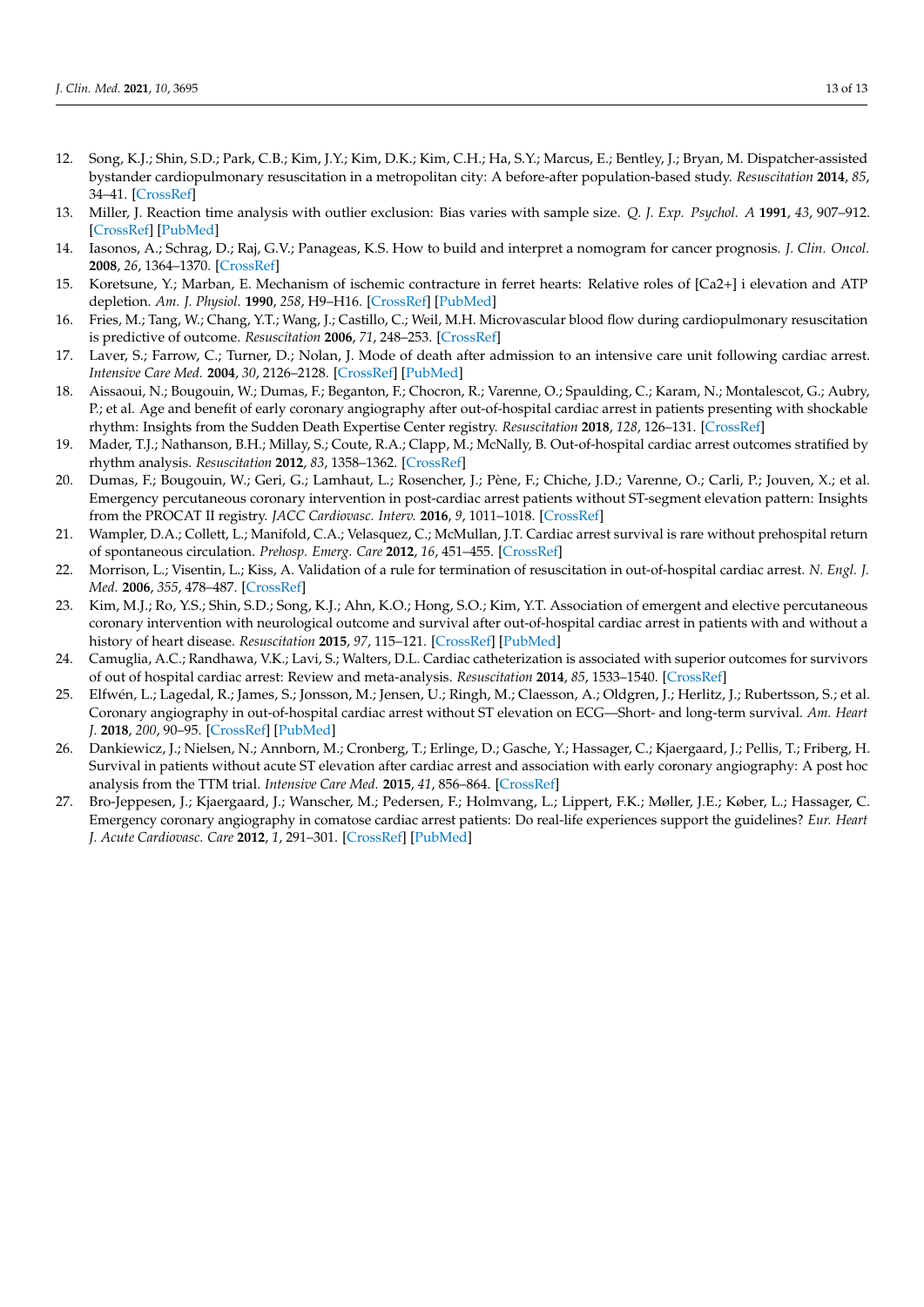12. Song, K.J.; Shin, S.D.; Park, C.B.; Kim, J.Y.; Kim, D.K.; Kim, C.H.; Ha, S.Y.; Marcus, E.; Bentley, J.; Bryan, M. Dispatcher-assisted bystander cardiopulmonary resuscitation in a metropolitan city: A before-after population-based study. *Resuscitation* **2014**, *85*, 34–41. [CrossRef]
13. Miller, J. Reaction time analysis with outlier exclusion: Bias varies with sample size. *Q. J. Exp. Psychol. A* **1991**, *43*, 907–912. [CrossRef] [PubMed]
14. Iasonos, A.; Schrag, D.; Raj, G.V.; Panageas, K.S. How to build and interpret a nomogram for cancer prognosis. *J. Clin. Oncol.* **2008**, *26*, 1364–1370. [CrossRef]
15. Koretsune, Y.; Marban, E. Mechanism of ischemic contracture in ferret hearts: Relative roles of [Ca2+] i elevation and ATP depletion. *Am. J. Physiol.* **1990**, *258*, H9–H16. [CrossRef] [PubMed]
16. Fries, M.; Tang, W.; Chang, Y.T.; Wang, J.; Castillo, C.; Weil, M.H. Microvascular blood flow during cardiopulmonary resuscitation is predictive of outcome. *Resuscitation* **2006**, *71*, 248–253. [CrossRef]
17. Laver, S.; Farrow, C.; Turner, D.; Nolan, J. Mode of death after admission to an intensive care unit following cardiac arrest. *Intensive Care Med.* **2004**, *30*, 2126–2128. [CrossRef] [PubMed]
18. Aissaoui, N.; Bougouin, W.; Dumas, F.; Beganton, F.; Chocron, R.; Varenne, O.; Spaulding, C.; Karam, N.; Montalescot, G.; Aubry, P.; et al. Age and benefit of early coronary angiography after out-of-hospital cardiac arrest in patients presenting with shockable rhythm: Insights from the Sudden Death Expertise Center registry. *Resuscitation* **2018**, *128*, 126–131. [CrossRef]
19. Mader, T.J.; Nathanson, B.H.; Millay, S.; Coute, R.A.; Clapp, M.; McNally, B. Out-of-hospital cardiac arrest outcomes stratified by rhythm analysis. *Resuscitation* **2012**, *83*, 1358–1362. [CrossRef]
20. Dumas, F.; Bougouin, W.; Geri, G.; Lamhaut, L.; Rosencher, J.; Pène, F.; Chiche, J.D.; Varenne, O.; Carli, P.; Jouven, X.; et al. Emergency percutaneous coronary intervention in post-cardiac arrest patients without ST-segment elevation pattern: Insights from the PROCAT II registry. *JACC Cardiovasc. Interv.* **2016**, *9*, 1011–1018. [CrossRef]
21. Wampler, D.A.; Collett, L.; Manifold, C.A.; Velasquez, C.; McMullan, J.T. Cardiac arrest survival is rare without prehospital return of spontaneous circulation. *Prehosp. Emerg. Care* **2012**, *16*, 451–455. [CrossRef]
22. Morrison, L.; Visentin, L.; Kiss, A. Validation of a rule for termination of resuscitation in out-of-hospital cardiac arrest. *N. Engl. J. Med.* **2006**, *355*, 478–487. [CrossRef]
23. Kim, M.J.; Ro, Y.S.; Shin, S.D.; Song, K.J.; Ahn, K.O.; Hong, S.O.; Kim, Y.T. Association of emergent and elective percutaneous coronary intervention with neurological outcome and survival after out-of-hospital cardiac arrest in patients with and without a history of heart disease. *Resuscitation* **2015**, *97*, 115–121. [CrossRef] [PubMed]
24. Camuglia, A.C.; Randhawa, V.K.; Lavi, S.; Walters, D.L. Cardiac catheterization is associated with superior outcomes for survivors of out of hospital cardiac arrest: Review and meta-analysis. *Resuscitation* **2014**, *85*, 1533–1540. [CrossRef]
25. Elfwén, L.; Lagedal, R.; James, S.; Jonsson, M.; Jensen, U.; Ringh, M.; Claesson, A.; Oldgren, J.; Herlitz, J.; Rubertsson, S.; et al. Coronary angiography in out-of-hospital cardiac arrest without ST elevation on ECG—Short- and long-term survival. *Am. Heart J.* **2018**, *200*, 90–95. [CrossRef] [PubMed]
26. Dankiewicz, J.; Nielsen, N.; Annborn, M.; Cronberg, T.; Erlinge, D.; Gasche, Y.; Hassager, C.; Kjaergaard, J.; Pellis, T.; Friberg, H. Survival in patients without acute ST elevation after cardiac arrest and association with early coronary angiography: A post hoc analysis from the TTM trial. *Intensive Care Med.* **2015**, *41*, 856–864. [CrossRef]
27. Bro-Jeppesen, J.; Kjaergaard, J.; Wanscher, M.; Pedersen, F.; Holmvang, L.; Lippert, F.K.; Møller, J.E.; Køber, L.; Hassager, C. Emergency coronary angiography in comatose cardiac arrest patients: Do real-life experiences support the guidelines? *Eur. Heart J. Acute Cardiovasc. Care* **2012**, *1*, 291–301. [CrossRef] [PubMed]